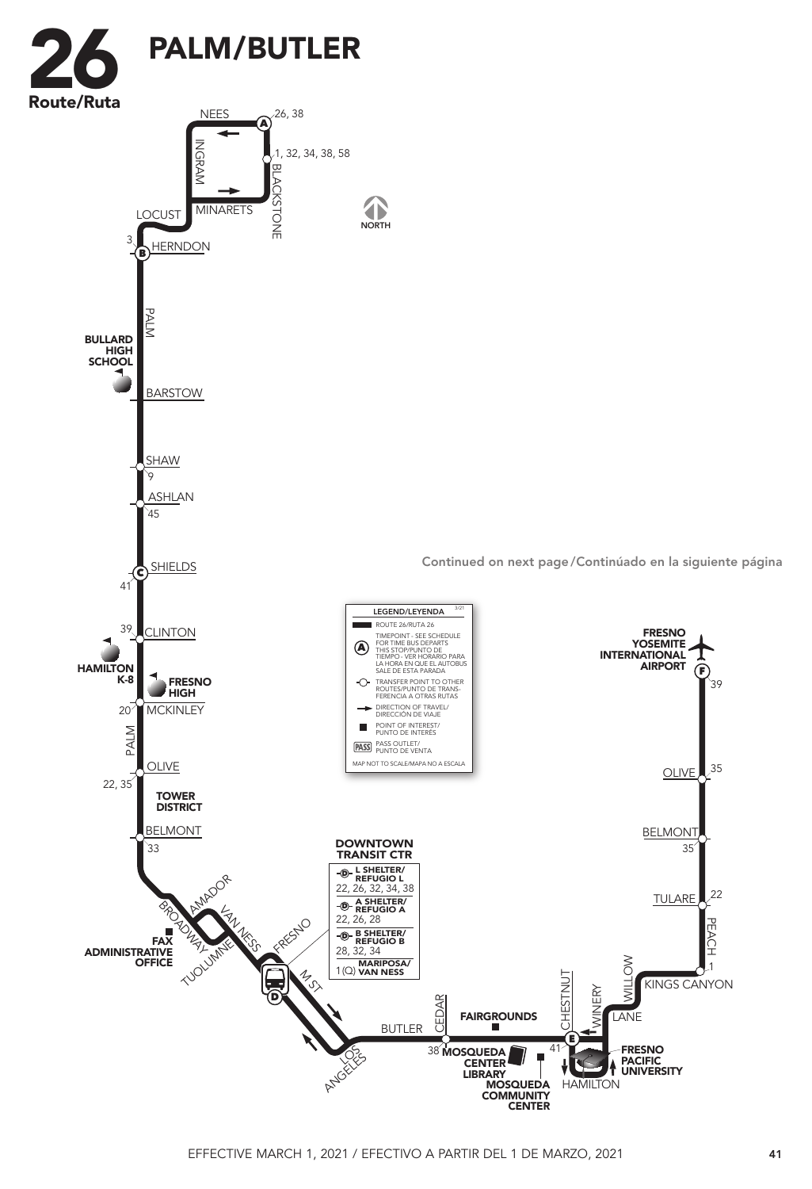# 26 PALM/BUTLER

Route/Ruta

NEES — A — 26, 38

1, 32, 34, 38, 58

INGRAM

BLACKSTONE

MINARETS

LOCUST

NORTH

3 — B — HERNDON

PALM

BULLARD HIGH SCHOOL

BARSTOW

SHAW — 9

ASHLAN — 45

C — SHIELDS — 41

Continued on next page/Continúado en la siguiente página

39 — CLINTON

HAMILTON K-8

FRESNO HIGH

20 — MCKINLEY

PALM

OLIVE — 22, 35

TOWER DISTRICT

BELMONT — 33

AMADOR

BROADWAY

VAN NESS

FRESNO

TUOLUMNE

FAX ADMINISTRATIVE OFFICE

D

M ST

LOS ANGELES

**DOWNTOWN TRANSIT CTR**

- L SHELTER/REFUGIO L: 22, 26, 32, 34, 38
- A SHELTER/REFUGIO A: 22, 26, 28
- B SHELTER/REFUGIO B: 28, 32, 34
- MARIPOSA/VAN NESS: 1(Q)

BUTLER

CEDAR — 38

FAIRGROUNDS

MOSQUEDA CENTER LIBRARY

MOSQUEDA COMMUNITY CENTER

CHESTNUT — 41 — E

WINERY

LANE

HAMILTON

FRESNO PACIFIC UNIVERSITY

WILLOW

KINGS CANYON — 1

PEACH

TULARE — 22

BELMONT — 35

OLIVE — 35

FRESNO YOSEMITE INTERNATIONAL AIRPORT — F — 39

**LEGEND/LEYENDA** (3/21)

- ROUTE 26/RUTA 26
- (A) TIMEPOINT - SEE SCHEDULE FOR TIME BUS DEPARTS THIS STOP/PUNTO DE TIEMPO - VER HORARIO PARA LA HORA EN QUE EL AUTOBUS SALE DE ESTA PARADA
- TRANSFER POINT TO OTHER ROUTES/PUNTO DE TRANSFERENCIA A OTRAS RUTAS
- DIRECTION OF TRAVEL/DIRECCIÓN DE VIAJE
- POINT OF INTEREST/PUNTO DE INTERÉS
- PASS — PASS OUTLET/PUNTO DE VENTA

MAP NOT TO SCALE/MAPA NO A ESCALA

EFFECTIVE MARCH 1, 2021 / EFECTIVO A PARTIR DEL 1 DE MARZO, 2021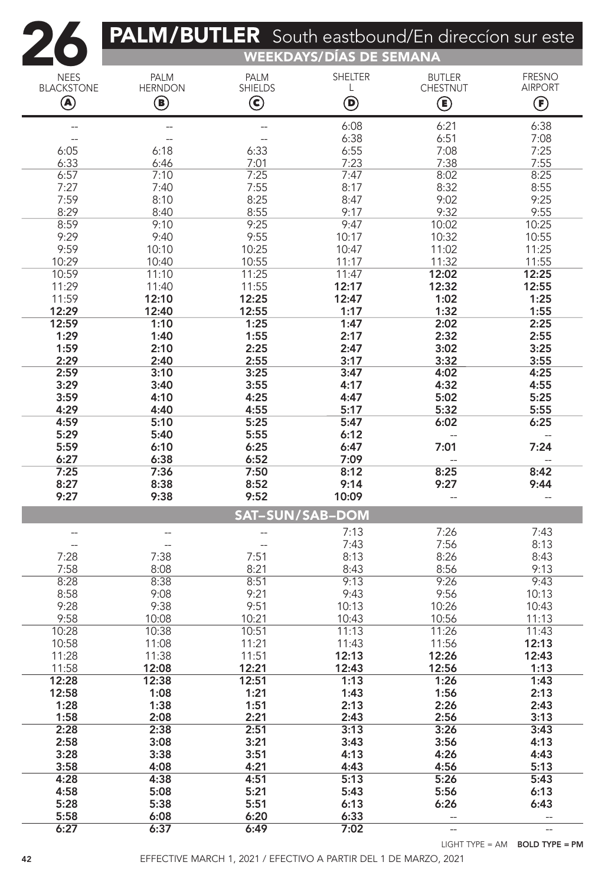# 26 PALM/BUTLER South eastbound/En direccíon sur este

## WEEKDAYS/DÍAS DE SEMANA

| NEES BLACKSTONE (A) | PALM HERNDON (B) | PALM SHIELDS (C) | SHELTER L (D) | BUTLER CHESTNUT (E) | FRESNO AIRPORT (F) |
|---|---|---|---|---|---|
| -- | -- | -- | 6:08 | 6:21 | 6:38 |
| -- | -- | -- | 6:38 | 6:51 | 7:08 |
| 6:05 | 6:18 | 6:33 | 6:55 | 7:08 | 7:25 |
| 6:33 | 6:46 | 7:01 | 7:23 | 7:38 | 7:55 |
| 6:57 | 7:10 | 7:25 | 7:47 | 8:02 | 8:25 |
| 7:27 | 7:40 | 7:55 | 8:17 | 8:32 | 8:55 |
| 7:59 | 8:10 | 8:25 | 8:47 | 9:02 | 9:25 |
| 8:29 | 8:40 | 8:55 | 9:17 | 9:32 | 9:55 |
| 8:59 | 9:10 | 9:25 | 9:47 | 10:02 | 10:25 |
| 9:29 | 9:40 | 9:55 | 10:17 | 10:32 | 10:55 |
| 9:59 | 10:10 | 10:25 | 10:47 | 11:02 | 11:25 |
| 10:29 | 10:40 | 10:55 | 11:17 | 11:32 | 11:55 |
| 10:59 | 11:10 | 11:25 | 11:47 | **12:02** | **12:25** |
| 11:29 | 11:40 | 11:55 | **12:17** | **12:32** | **12:55** |
| 11:59 | **12:10** | **12:25** | **12:47** | **1:02** | **1:25** |
| **12:29** | **12:40** | **12:55** | **1:17** | **1:32** | **1:55** |
| **12:59** | **1:10** | **1:25** | **1:47** | **2:02** | **2:25** |
| **1:29** | **1:40** | **1:55** | **2:17** | **2:32** | **2:55** |
| **1:59** | **2:10** | **2:25** | **2:47** | **3:02** | **3:25** |
| **2:29** | **2:40** | **2:55** | **3:17** | **3:32** | **3:55** |
| **2:59** | **3:10** | **3:25** | **3:47** | **4:02** | **4:25** |
| **3:29** | **3:40** | **3:55** | **4:17** | **4:32** | **4:55** |
| **3:59** | **4:10** | **4:25** | **4:47** | **5:02** | **5:25** |
| **4:29** | **4:40** | **4:55** | **5:17** | **5:32** | **5:55** |
| **4:59** | **5:10** | **5:25** | **5:47** | **6:02** | **6:25** |
| **5:29** | **5:40** | **5:55** | **6:12** | -- | -- |
| **5:59** | **6:10** | **6:25** | **6:47** | **7:01** | **7:24** |
| **6:27** | **6:38** | **6:52** | **7:09** | -- | -- |
| **7:25** | **7:36** | **7:50** | **8:12** | **8:25** | **8:42** |
| **8:27** | **8:38** | **8:52** | **9:14** | **9:27** | **9:44** |
| **9:27** | **9:38** | **9:52** | **10:09** | -- | -- |

## SAT–SUN/SAB–DOM

| NEES BLACKSTONE (A) | PALM HERNDON (B) | PALM SHIELDS (C) | SHELTER L (D) | BUTLER CHESTNUT (E) | FRESNO AIRPORT (F) |
|---|---|---|---|---|---|
| -- | -- | -- | 7:13 | 7:26 | 7:43 |
| -- | -- | -- | 7:43 | 7:56 | 8:13 |
| 7:28 | 7:38 | 7:51 | 8:13 | 8:26 | 8:43 |
| 7:58 | 8:08 | 8:21 | 8:43 | 8:56 | 9:13 |
| 8:28 | 8:38 | 8:51 | 9:13 | 9:26 | 9:43 |
| 8:58 | 9:08 | 9:21 | 9:43 | 9:56 | 10:13 |
| 9:28 | 9:38 | 9:51 | 10:13 | 10:26 | 10:43 |
| 9:58 | 10:08 | 10:21 | 10:43 | 10:56 | 11:13 |
| 10:28 | 10:38 | 10:51 | 11:13 | 11:26 | 11:43 |
| 10:58 | 11:08 | 11:21 | 11:43 | 11:56 | **12:13** |
| 11:28 | 11:38 | 11:51 | **12:13** | **12:26** | **12:43** |
| 11:58 | **12:08** | **12:21** | **12:43** | **12:56** | **1:13** |
| **12:28** | **12:38** | **12:51** | **1:13** | **1:26** | **1:43** |
| **12:58** | **1:08** | **1:21** | **1:43** | **1:56** | **2:13** |
| **1:28** | **1:38** | **1:51** | **2:13** | **2:26** | **2:43** |
| **1:58** | **2:08** | **2:21** | **2:43** | **2:56** | **3:13** |
| **2:28** | **2:38** | **2:51** | **3:13** | **3:26** | **3:43** |
| **2:58** | **3:08** | **3:21** | **3:43** | **3:56** | **4:13** |
| **3:28** | **3:38** | **3:51** | **4:13** | **4:26** | **4:43** |
| **3:58** | **4:08** | **4:21** | **4:43** | **4:56** | **5:13** |
| **4:28** | **4:38** | **4:51** | **5:13** | **5:26** | **5:43** |
| **4:58** | **5:08** | **5:21** | **5:43** | **5:56** | **6:13** |
| **5:28** | **5:38** | **5:51** | **6:13** | **6:26** | **6:43** |
| **5:58** | **6:08** | **6:20** | **6:33** | -- | -- |
| **6:27** | **6:37** | **6:49** | **7:02** | -- | -- |

LIGHT TYPE = AM **BOLD TYPE = PM**

EFFECTIVE MARCH 1, 2021 / EFECTIVO A PARTIR DEL 1 DE MARZO, 2021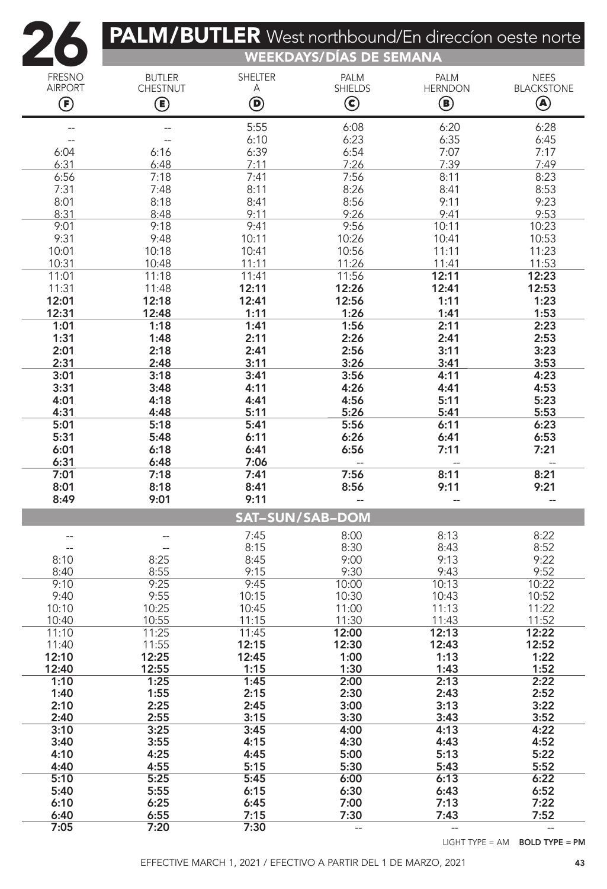# 26 PALM/BUTLER West northbound/En direccíon oeste norte

## WEEKDAYS/DÍAS DE SEMANA

| FRESNO AIRPORT (F) | BUTLER CHESTNUT (E) | SHELTER A (D) | PALM SHIELDS (C) | PALM HERNDON (B) | NEES BLACKSTONE (A) |
|---|---|---|---|---|---|
| -- | -- | 5:55 | 6:08 | 6:20 | 6:28 |
| -- | -- | 6:10 | 6:23 | 6:35 | 6:45 |
| 6:04 | 6:16 | 6:39 | 6:54 | 7:07 | 7:17 |
| 6:31 | 6:48 | 7:11 | 7:26 | 7:39 | 7:49 |
| 6:56 | 7:18 | 7:41 | 7:56 | 8:11 | 8:23 |
| 7:31 | 7:48 | 8:11 | 8:26 | 8:41 | 8:53 |
| 8:01 | 8:18 | 8:41 | 8:56 | 9:11 | 9:23 |
| 8:31 | 8:48 | 9:11 | 9:26 | 9:41 | 9:53 |
| 9:01 | 9:18 | 9:41 | 9:56 | 10:11 | 10:23 |
| 9:31 | 9:48 | 10:11 | 10:26 | 10:41 | 10:53 |
| 10:01 | 10:18 | 10:41 | 10:56 | 11:11 | 11:23 |
| 10:31 | 10:48 | 11:11 | 11:26 | 11:41 | 11:53 |
| 11:01 | 11:18 | 11:41 | 11:56 | **12:11** | **12:23** |
| 11:31 | 11:48 | **12:11** | **12:26** | **12:41** | **12:53** |
| **12:01** | **12:18** | **12:41** | **12:56** | **1:11** | **1:23** |
| **12:31** | **12:48** | **1:11** | **1:26** | **1:41** | **1:53** |
| **1:01** | **1:18** | **1:41** | **1:56** | **2:11** | **2:23** |
| **1:31** | **1:48** | **2:11** | **2:26** | **2:41** | **2:53** |
| **2:01** | **2:18** | **2:41** | **2:56** | **3:11** | **3:23** |
| **2:31** | **2:48** | **3:11** | **3:26** | **3:41** | **3:53** |
| **3:01** | **3:18** | **3:41** | **3:56** | **4:11** | **4:23** |
| **3:31** | **3:48** | **4:11** | **4:26** | **4:41** | **4:53** |
| **4:01** | **4:18** | **4:41** | **4:56** | **5:11** | **5:23** |
| **4:31** | **4:48** | **5:11** | **5:26** | **5:41** | **5:53** |
| **5:01** | **5:18** | **5:41** | **5:56** | **6:11** | **6:23** |
| **5:31** | **5:48** | **6:11** | **6:26** | **6:41** | **6:53** |
| **6:01** | **6:18** | **6:41** | **6:56** | **7:11** | **7:21** |
| **6:31** | **6:48** | **7:06** | -- | -- | -- |
| **7:01** | **7:18** | **7:41** | **7:56** | **8:11** | **8:21** |
| **8:01** | **8:18** | **8:41** | **8:56** | **9:11** | **9:21** |
| **8:49** | **9:01** | **9:11** | -- | -- | -- |

## SAT–SUN/SAB–DOM

| FRESNO AIRPORT (F) | BUTLER CHESTNUT (E) | SHELTER A (D) | PALM SHIELDS (C) | PALM HERNDON (B) | NEES BLACKSTONE (A) |
|---|---|---|---|---|---|
| -- | -- | 7:45 | 8:00 | 8:13 | 8:22 |
| -- | -- | 8:15 | 8:30 | 8:43 | 8:52 |
| 8:10 | 8:25 | 8:45 | 9:00 | 9:13 | 9:22 |
| 8:40 | 8:55 | 9:15 | 9:30 | 9:43 | 9:52 |
| 9:10 | 9:25 | 9:45 | 10:00 | 10:13 | 10:22 |
| 9:40 | 9:55 | 10:15 | 10:30 | 10:43 | 10:52 |
| 10:10 | 10:25 | 10:45 | 11:00 | 11:13 | 11:22 |
| 10:40 | 10:55 | 11:15 | 11:30 | 11:43 | 11:52 |
| 11:10 | 11:25 | 11:45 | **12:00** | **12:13** | **12:22** |
| 11:40 | 11:55 | **12:15** | **12:30** | **12:43** | **12:52** |
| **12:10** | **12:25** | **12:45** | **1:00** | **1:13** | **1:22** |
| **12:40** | **12:55** | **1:15** | **1:30** | **1:43** | **1:52** |
| **1:10** | **1:25** | **1:45** | **2:00** | **2:13** | **2:22** |
| **1:40** | **1:55** | **2:15** | **2:30** | **2:43** | **2:52** |
| **2:10** | **2:25** | **2:45** | **3:00** | **3:13** | **3:22** |
| **2:40** | **2:55** | **3:15** | **3:30** | **3:43** | **3:52** |
| **3:10** | **3:25** | **3:45** | **4:00** | **4:13** | **4:22** |
| **3:40** | **3:55** | **4:15** | **4:30** | **4:43** | **4:52** |
| **4:10** | **4:25** | **4:45** | **5:00** | **5:13** | **5:22** |
| **4:40** | **4:55** | **5:15** | **5:30** | **5:43** | **5:52** |
| **5:10** | **5:25** | **5:45** | **6:00** | **6:13** | **6:22** |
| **5:40** | **5:55** | **6:15** | **6:30** | **6:43** | **6:52** |
| **6:10** | **6:25** | **6:45** | **7:00** | **7:13** | **7:22** |
| **6:40** | **6:55** | **7:15** | **7:30** | **7:43** | **7:52** |
| **7:05** | **7:20** | **7:30** | -- | -- | -- |

LIGHT TYPE = AM **BOLD TYPE = PM**

EFFECTIVE MARCH 1, 2021 / EFECTIVO A PARTIR DEL 1 DE MARZO, 2021